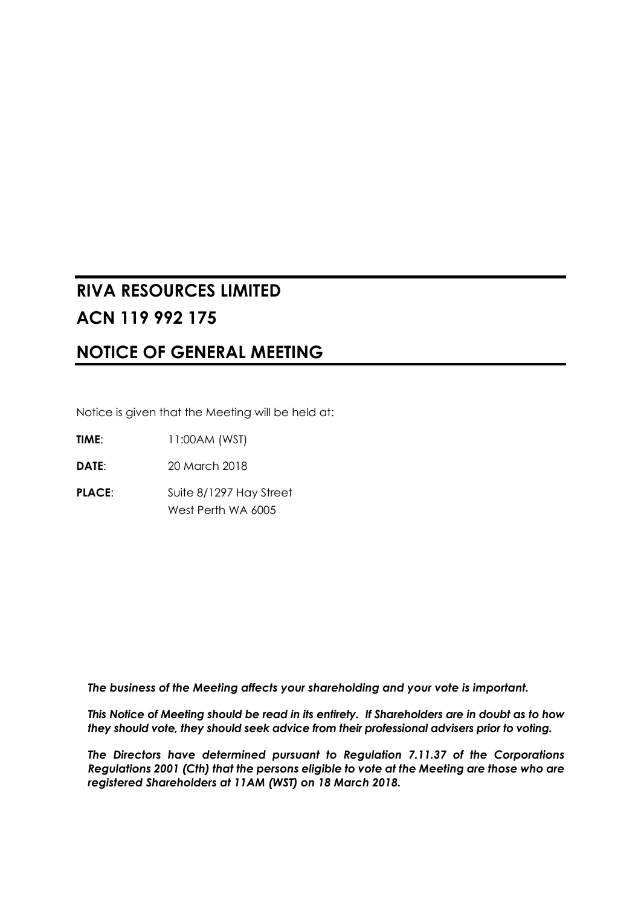# RIVA RESOURCES LIMITED

# ACN 119 992 175

## NOTICE OF GENERAL MEETING

Notice is given that the Meeting will be held at:

**TIME**: 11:00AM (WST)

**DATE**: 20 March 2018

**PLACE**: Suite 8/1297 Hay Street
West Perth WA 6005

***The business of the Meeting affects your shareholding and your vote is important.***

***This Notice of Meeting should be read in its entirety. If Shareholders are in doubt as to how they should vote, they should seek advice from their professional advisers prior to voting.***

***The Directors have determined pursuant to Regulation 7.11.37 of the Corporations Regulations 2001 (Cth) that the persons eligible to vote at the Meeting are those who are registered Shareholders at 11AM (WST) on 18 March 2018.***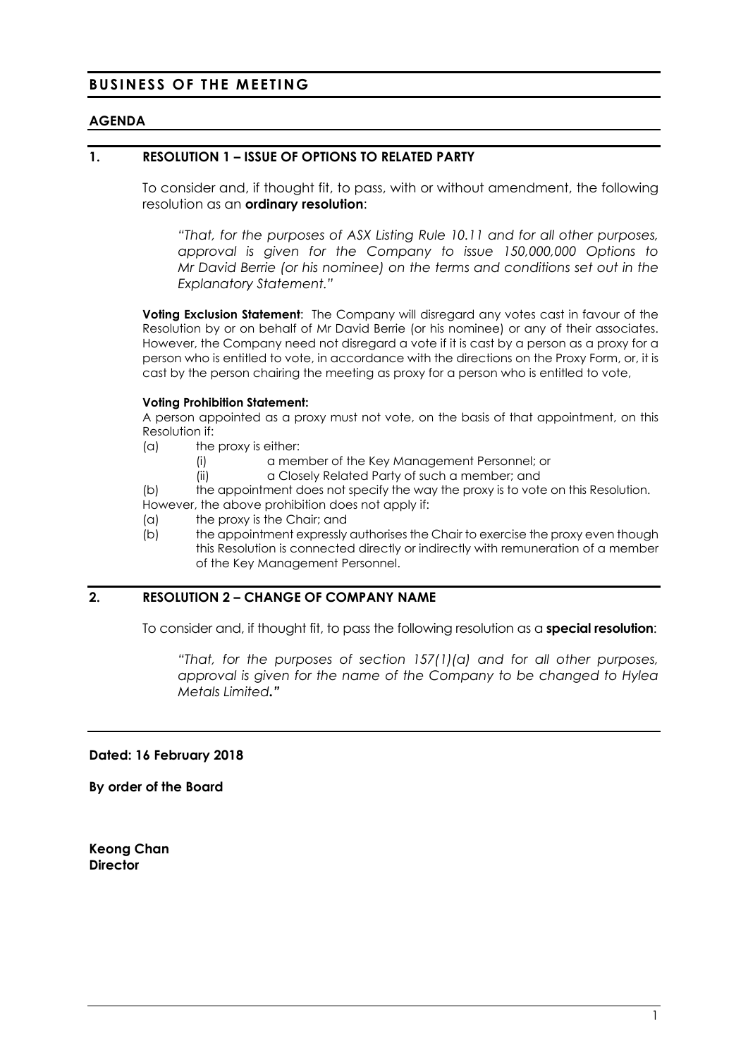## BUSINESS OF THE MEETING

### AGENDA

### 1. RESOLUTION 1 – ISSUE OF OPTIONS TO RELATED PARTY

To consider and, if thought fit, to pass, with or without amendment, the following resolution as an **ordinary resolution**:

*"That, for the purposes of ASX Listing Rule 10.11 and for all other purposes, approval is given for the Company to issue 150,000,000 Options to Mr David Berrie (or his nominee) on the terms and conditions set out in the Explanatory Statement."*

**Voting Exclusion Statement**: The Company will disregard any votes cast in favour of the Resolution by or on behalf of Mr David Berrie (or his nominee) or any of their associates. However, the Company need not disregard a vote if it is cast by a person as a proxy for a person who is entitled to vote, in accordance with the directions on the Proxy Form, or, it is cast by the person chairing the meeting as proxy for a person who is entitled to vote,

**Voting Prohibition Statement:**

A person appointed as a proxy must not vote, on the basis of that appointment, on this Resolution if:

(a) the proxy is either:

(i) a member of the Key Management Personnel; or

(ii) a Closely Related Party of such a member; and

(b) the appointment does not specify the way the proxy is to vote on this Resolution.

However, the above prohibition does not apply if:

(a) the proxy is the Chair; and

(b) the appointment expressly authorises the Chair to exercise the proxy even though this Resolution is connected directly or indirectly with remuneration of a member of the Key Management Personnel.

### 2. RESOLUTION 2 – CHANGE OF COMPANY NAME

To consider and, if thought fit, to pass the following resolution as a **special resolution**:

*"That, for the purposes of section 157(1)(a) and for all other purposes, approval is given for the name of the Company to be changed to Hylea Metals Limited."*

**Dated: 16 February 2018**

**By order of the Board**

**Keong Chan**
**Director**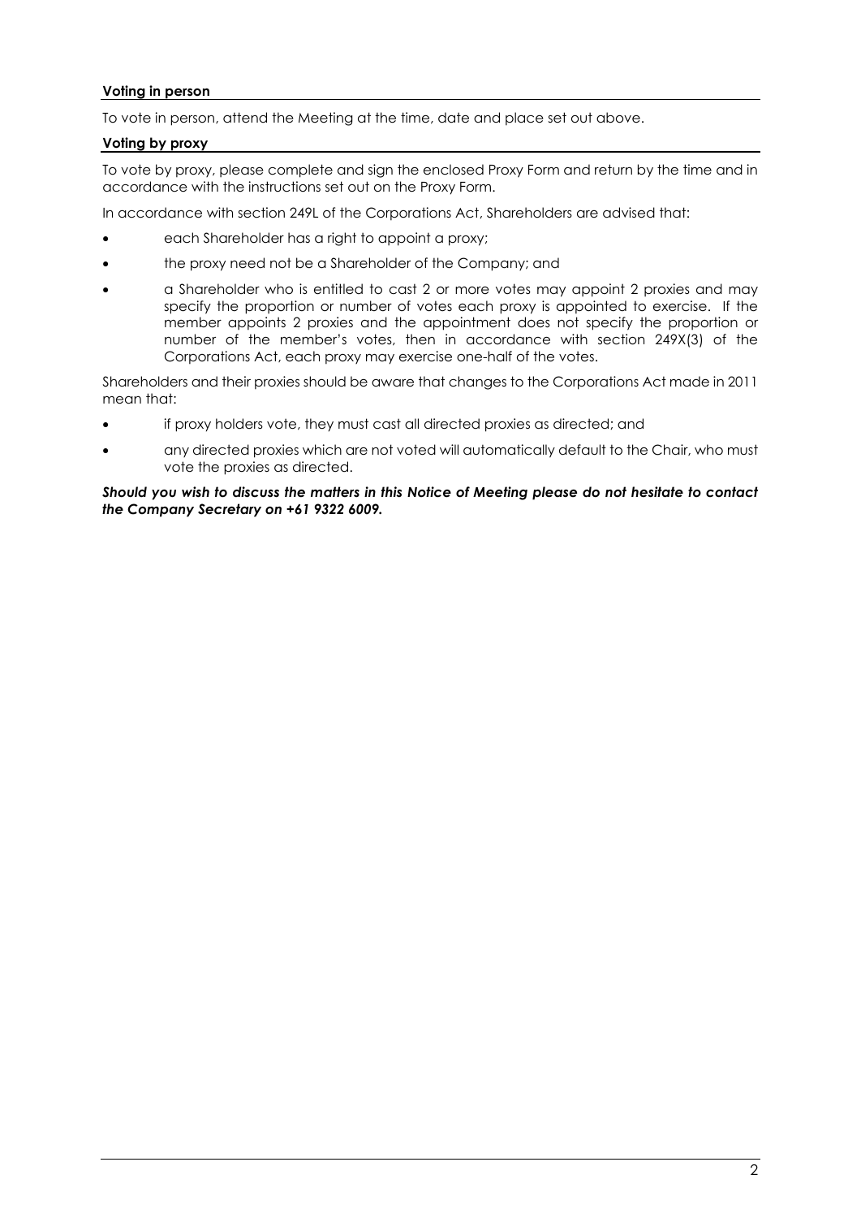### Voting in person

To vote in person, attend the Meeting at the time, date and place set out above.

### Voting by proxy

To vote by proxy, please complete and sign the enclosed Proxy Form and return by the time and in accordance with the instructions set out on the Proxy Form.

In accordance with section 249L of the Corporations Act, Shareholders are advised that:

- each Shareholder has a right to appoint a proxy;
- the proxy need not be a Shareholder of the Company; and
- a Shareholder who is entitled to cast 2 or more votes may appoint 2 proxies and may specify the proportion or number of votes each proxy is appointed to exercise. If the member appoints 2 proxies and the appointment does not specify the proportion or number of the member's votes, then in accordance with section 249X(3) of the Corporations Act, each proxy may exercise one-half of the votes.

Shareholders and their proxies should be aware that changes to the Corporations Act made in 2011 mean that:

- if proxy holders vote, they must cast all directed proxies as directed; and
- any directed proxies which are not voted will automatically default to the Chair, who must vote the proxies as directed.

***Should you wish to discuss the matters in this Notice of Meeting please do not hesitate to contact the Company Secretary on +61 9322 6009.***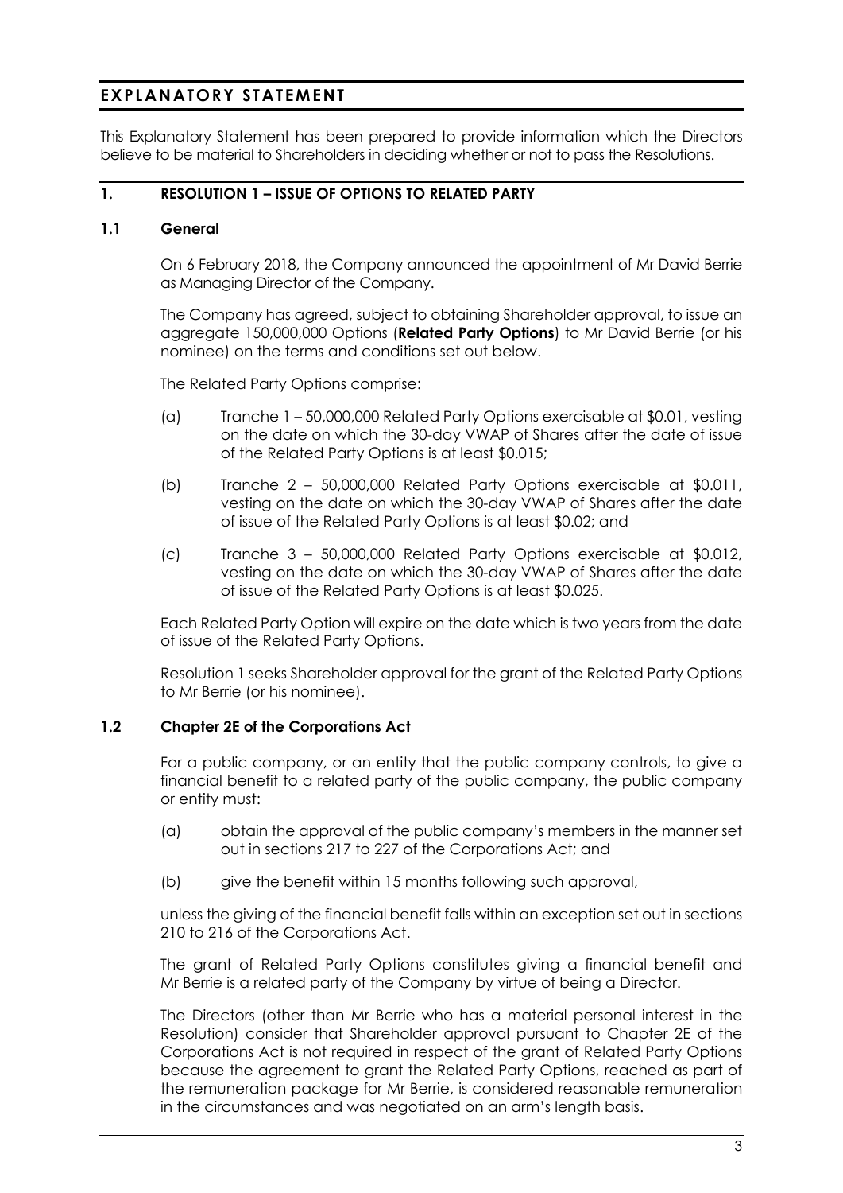# EXPLANATORY STATEMENT

This Explanatory Statement has been prepared to provide information which the Directors believe to be material to Shareholders in deciding whether or not to pass the Resolutions.

## 1. RESOLUTION 1 – ISSUE OF OPTIONS TO RELATED PARTY

### 1.1 General

On 6 February 2018, the Company announced the appointment of Mr David Berrie as Managing Director of the Company.

The Company has agreed, subject to obtaining Shareholder approval, to issue an aggregate 150,000,000 Options (**Related Party Options**) to Mr David Berrie (or his nominee) on the terms and conditions set out below.

The Related Party Options comprise:

(a) Tranche 1 – 50,000,000 Related Party Options exercisable at $0.01, vesting on the date on which the 30-day VWAP of Shares after the date of issue of the Related Party Options is at least $0.015;

(b) Tranche 2 – 50,000,000 Related Party Options exercisable at $0.011, vesting on the date on which the 30-day VWAP of Shares after the date of issue of the Related Party Options is at least $0.02; and

(c) Tranche 3 – 50,000,000 Related Party Options exercisable at $0.012, vesting on the date on which the 30-day VWAP of Shares after the date of issue of the Related Party Options is at least $0.025.

Each Related Party Option will expire on the date which is two years from the date of issue of the Related Party Options.

Resolution 1 seeks Shareholder approval for the grant of the Related Party Options to Mr Berrie (or his nominee).

### 1.2 Chapter 2E of the Corporations Act

For a public company, or an entity that the public company controls, to give a financial benefit to a related party of the public company, the public company or entity must:

(a) obtain the approval of the public company's members in the manner set out in sections 217 to 227 of the Corporations Act; and

(b) give the benefit within 15 months following such approval,

unless the giving of the financial benefit falls within an exception set out in sections 210 to 216 of the Corporations Act.

The grant of Related Party Options constitutes giving a financial benefit and Mr Berrie is a related party of the Company by virtue of being a Director.

The Directors (other than Mr Berrie who has a material personal interest in the Resolution) consider that Shareholder approval pursuant to Chapter 2E of the Corporations Act is not required in respect of the grant of Related Party Options because the agreement to grant the Related Party Options, reached as part of the remuneration package for Mr Berrie, is considered reasonable remuneration in the circumstances and was negotiated on an arm's length basis.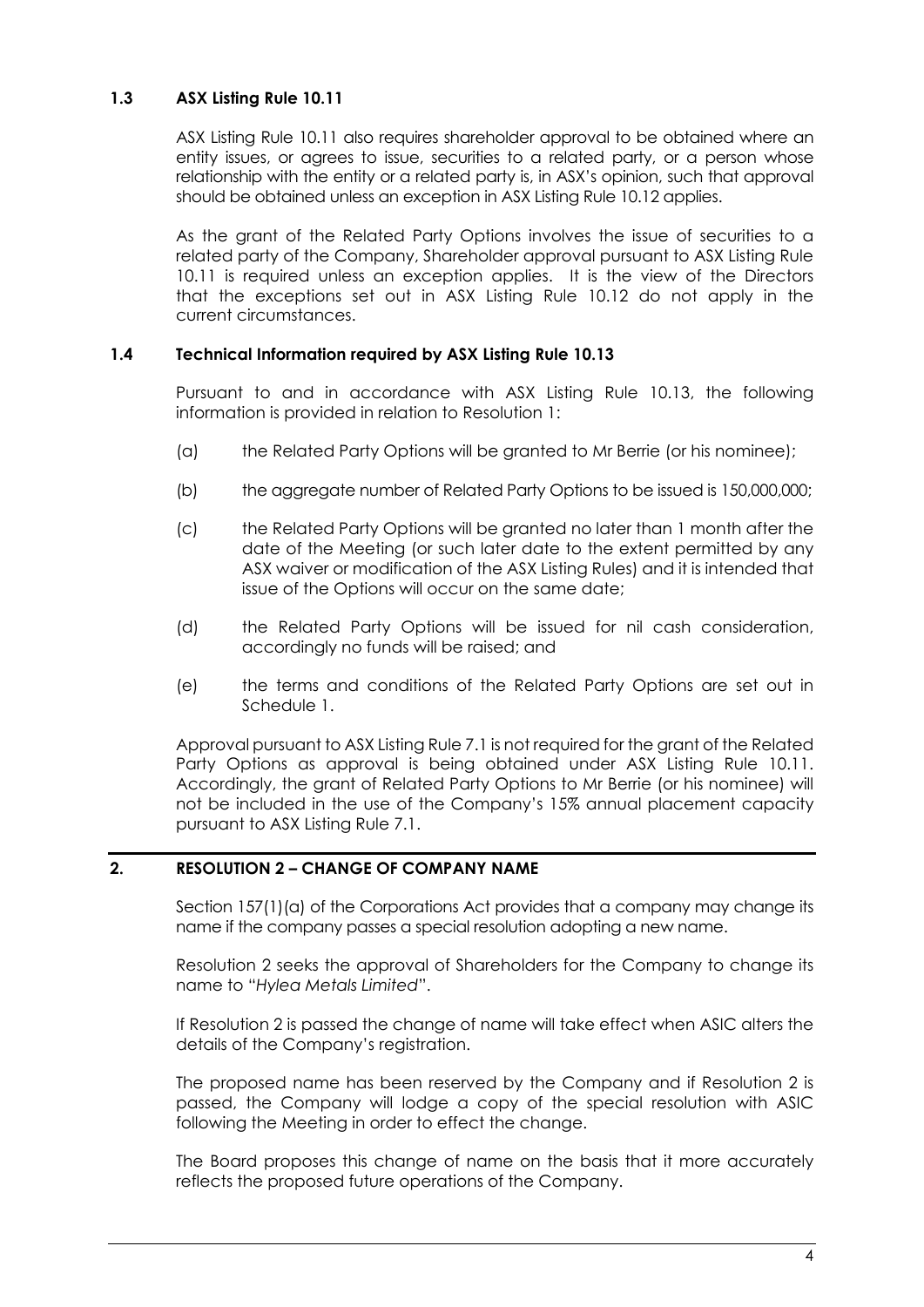### 1.3 ASX Listing Rule 10.11

ASX Listing Rule 10.11 also requires shareholder approval to be obtained where an entity issues, or agrees to issue, securities to a related party, or a person whose relationship with the entity or a related party is, in ASX's opinion, such that approval should be obtained unless an exception in ASX Listing Rule 10.12 applies.

As the grant of the Related Party Options involves the issue of securities to a related party of the Company, Shareholder approval pursuant to ASX Listing Rule 10.11 is required unless an exception applies. It is the view of the Directors that the exceptions set out in ASX Listing Rule 10.12 do not apply in the current circumstances.

### 1.4 Technical Information required by ASX Listing Rule 10.13

Pursuant to and in accordance with ASX Listing Rule 10.13, the following information is provided in relation to Resolution 1:

(a) the Related Party Options will be granted to Mr Berrie (or his nominee);

(b) the aggregate number of Related Party Options to be issued is 150,000,000;

(c) the Related Party Options will be granted no later than 1 month after the date of the Meeting (or such later date to the extent permitted by any ASX waiver or modification of the ASX Listing Rules) and it is intended that issue of the Options will occur on the same date;

(d) the Related Party Options will be issued for nil cash consideration, accordingly no funds will be raised; and

(e) the terms and conditions of the Related Party Options are set out in Schedule 1.

Approval pursuant to ASX Listing Rule 7.1 is not required for the grant of the Related Party Options as approval is being obtained under ASX Listing Rule 10.11. Accordingly, the grant of Related Party Options to Mr Berrie (or his nominee) will not be included in the use of the Company's 15% annual placement capacity pursuant to ASX Listing Rule 7.1.

## 2. RESOLUTION 2 – CHANGE OF COMPANY NAME

Section 157(1)(a) of the Corporations Act provides that a company may change its name if the company passes a special resolution adopting a new name.

Resolution 2 seeks the approval of Shareholders for the Company to change its name to "*Hylea Metals Limited*".

If Resolution 2 is passed the change of name will take effect when ASIC alters the details of the Company's registration.

The proposed name has been reserved by the Company and if Resolution 2 is passed, the Company will lodge a copy of the special resolution with ASIC following the Meeting in order to effect the change.

The Board proposes this change of name on the basis that it more accurately reflects the proposed future operations of the Company.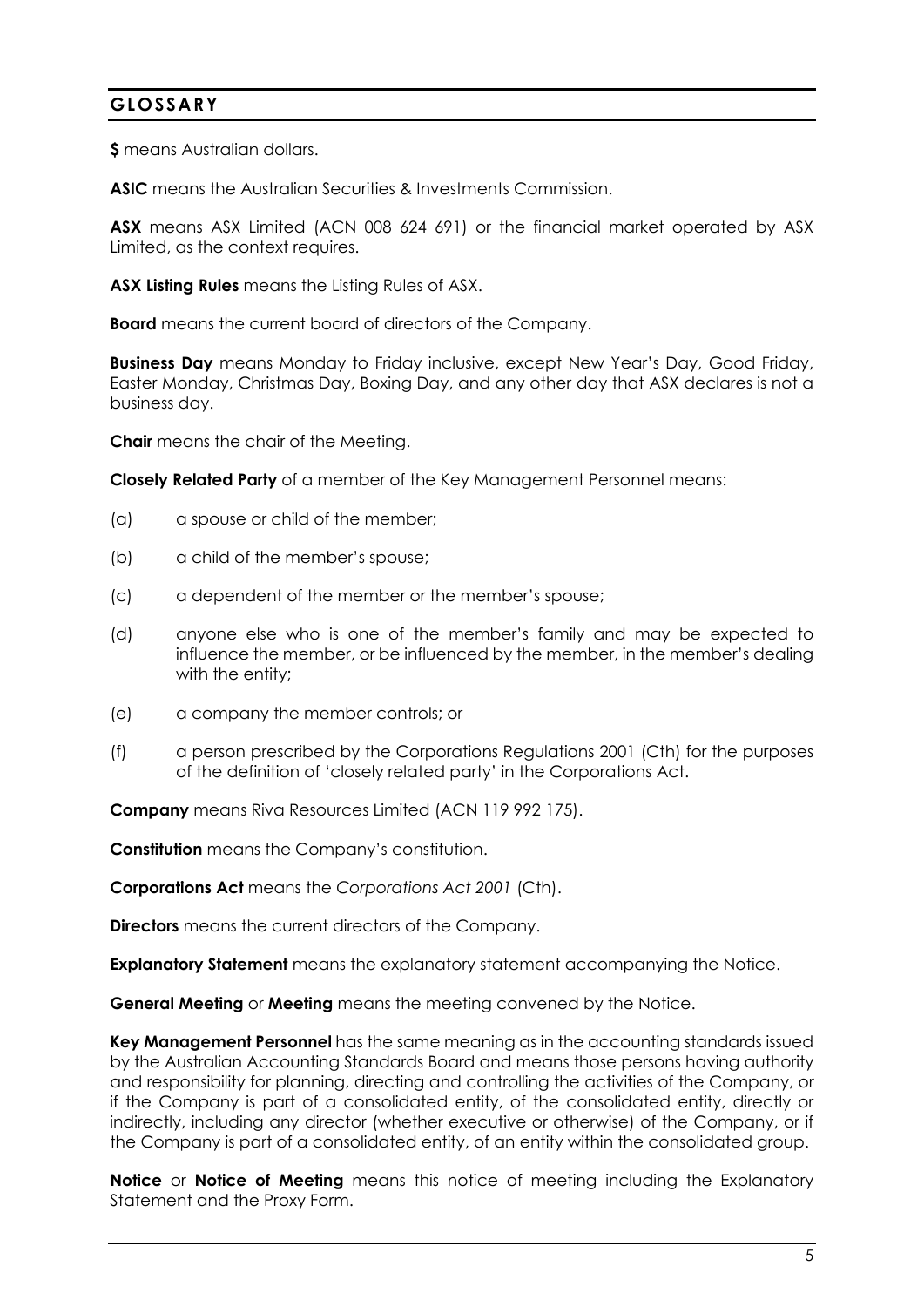## GLOSSARY

**$** means Australian dollars.

**ASIC** means the Australian Securities & Investments Commission.

**ASX** means ASX Limited (ACN 008 624 691) or the financial market operated by ASX Limited, as the context requires.

**ASX Listing Rules** means the Listing Rules of ASX.

**Board** means the current board of directors of the Company.

**Business Day** means Monday to Friday inclusive, except New Year's Day, Good Friday, Easter Monday, Christmas Day, Boxing Day, and any other day that ASX declares is not a business day.

**Chair** means the chair of the Meeting.

**Closely Related Party** of a member of the Key Management Personnel means:

(a) a spouse or child of the member;

(b) a child of the member's spouse;

(c) a dependent of the member or the member's spouse;

(d) anyone else who is one of the member's family and may be expected to influence the member, or be influenced by the member, in the member's dealing with the entity;

(e) a company the member controls; or

(f) a person prescribed by the Corporations Regulations 2001 (Cth) for the purposes of the definition of 'closely related party' in the Corporations Act.

**Company** means Riva Resources Limited (ACN 119 992 175).

**Constitution** means the Company's constitution.

**Corporations Act** means the *Corporations Act 2001* (Cth).

**Directors** means the current directors of the Company.

**Explanatory Statement** means the explanatory statement accompanying the Notice.

**General Meeting** or **Meeting** means the meeting convened by the Notice.

**Key Management Personnel** has the same meaning as in the accounting standards issued by the Australian Accounting Standards Board and means those persons having authority and responsibility for planning, directing and controlling the activities of the Company, or if the Company is part of a consolidated entity, of the consolidated entity, directly or indirectly, including any director (whether executive or otherwise) of the Company, or if the Company is part of a consolidated entity, of an entity within the consolidated group.

**Notice** or **Notice of Meeting** means this notice of meeting including the Explanatory Statement and the Proxy Form.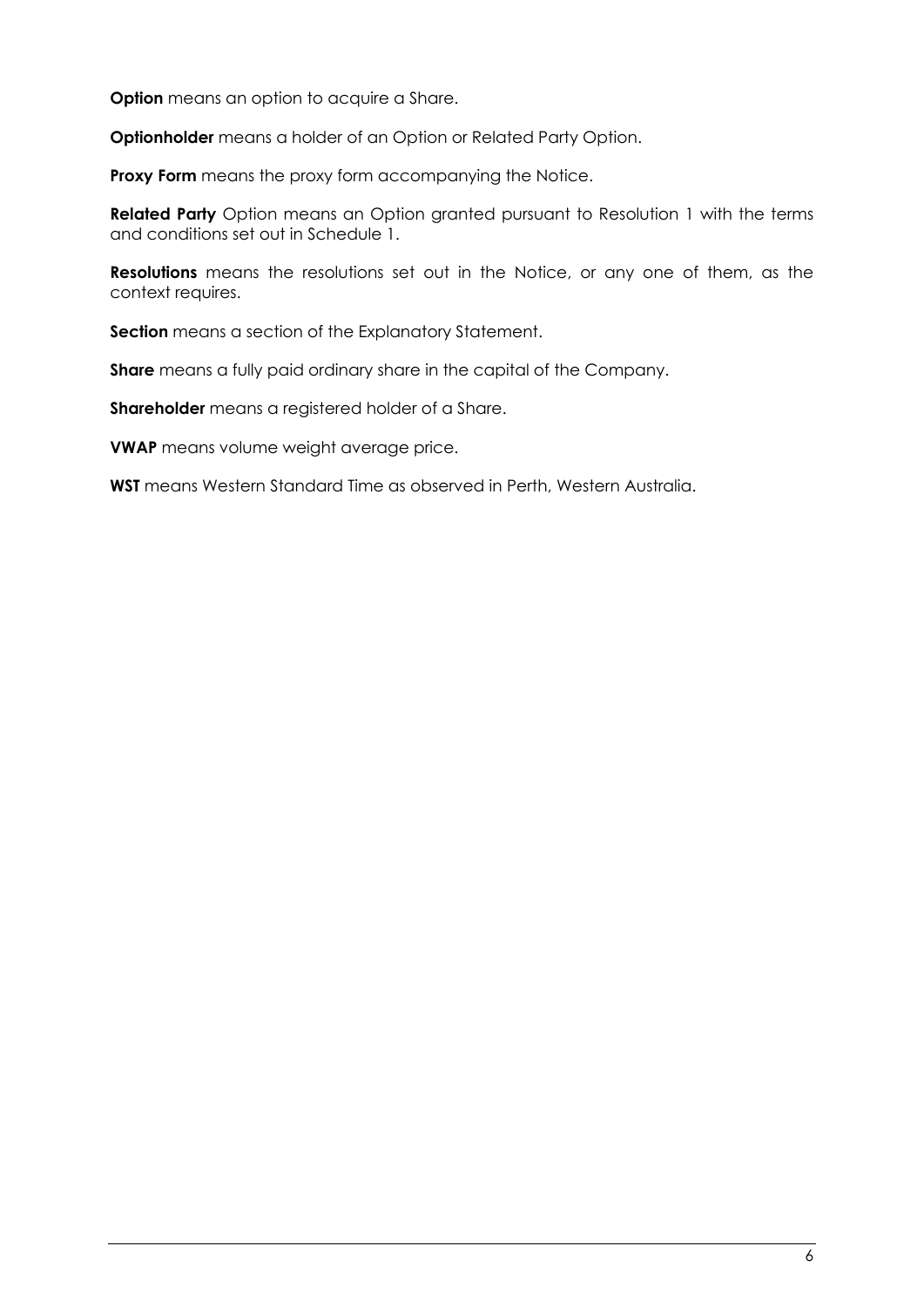**Option** means an option to acquire a Share.

**Optionholder** means a holder of an Option or Related Party Option.

**Proxy Form** means the proxy form accompanying the Notice.

**Related Party** Option means an Option granted pursuant to Resolution 1 with the terms and conditions set out in Schedule 1.

**Resolutions** means the resolutions set out in the Notice, or any one of them, as the context requires.

**Section** means a section of the Explanatory Statement.

**Share** means a fully paid ordinary share in the capital of the Company.

**Shareholder** means a registered holder of a Share.

**VWAP** means volume weight average price.

**WST** means Western Standard Time as observed in Perth, Western Australia.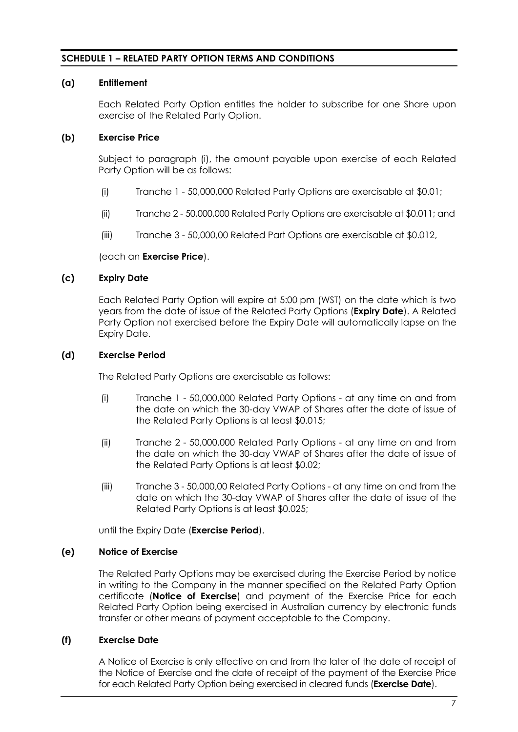## SCHEDULE 1 – RELATED PARTY OPTION TERMS AND CONDITIONS

**(a) Entitlement**

Each Related Party Option entitles the holder to subscribe for one Share upon exercise of the Related Party Option.

**(b) Exercise Price**

Subject to paragraph (i), the amount payable upon exercise of each Related Party Option will be as follows:

(i) Tranche 1 - 50,000,000 Related Party Options are exercisable at $0.01;

(ii) Tranche 2 - 50,000,000 Related Party Options are exercisable at $0.011; and

(iii) Tranche 3 - 50,000,00 Related Part Options are exercisable at $0.012,

(each an **Exercise Price**).

**(c) Expiry Date**

Each Related Party Option will expire at 5:00 pm (WST) on the date which is two years from the date of issue of the Related Party Options (**Expiry Date**). A Related Party Option not exercised before the Expiry Date will automatically lapse on the Expiry Date.

**(d) Exercise Period**

The Related Party Options are exercisable as follows:

(i) Tranche 1 - 50,000,000 Related Party Options - at any time on and from the date on which the 30-day VWAP of Shares after the date of issue of the Related Party Options is at least $0.015;

(ii) Tranche 2 - 50,000,000 Related Party Options - at any time on and from the date on which the 30-day VWAP of Shares after the date of issue of the Related Party Options is at least $0.02;

(iii) Tranche 3 - 50,000,00 Related Party Options - at any time on and from the date on which the 30-day VWAP of Shares after the date of issue of the Related Party Options is at least $0.025;

until the Expiry Date (**Exercise Period**).

**(e) Notice of Exercise**

The Related Party Options may be exercised during the Exercise Period by notice in writing to the Company in the manner specified on the Related Party Option certificate (**Notice of Exercise**) and payment of the Exercise Price for each Related Party Option being exercised in Australian currency by electronic funds transfer or other means of payment acceptable to the Company.

**(f) Exercise Date**

A Notice of Exercise is only effective on and from the later of the date of receipt of the Notice of Exercise and the date of receipt of the payment of the Exercise Price for each Related Party Option being exercised in cleared funds (**Exercise Date**).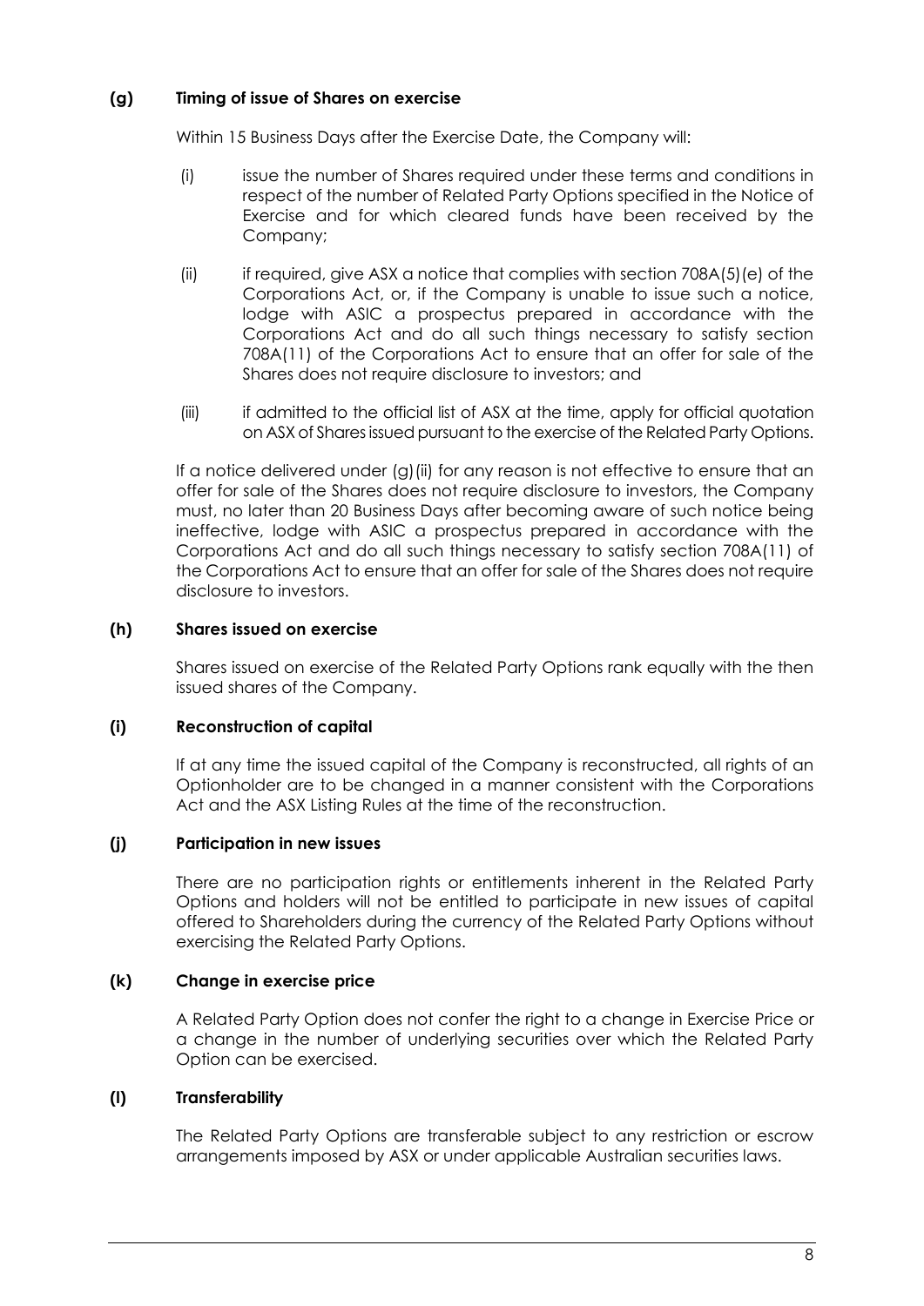**(g) Timing of issue of Shares on exercise**

Within 15 Business Days after the Exercise Date, the Company will:

(i) issue the number of Shares required under these terms and conditions in respect of the number of Related Party Options specified in the Notice of Exercise and for which cleared funds have been received by the Company;

(ii) if required, give ASX a notice that complies with section 708A(5)(e) of the Corporations Act, or, if the Company is unable to issue such a notice, lodge with ASIC a prospectus prepared in accordance with the Corporations Act and do all such things necessary to satisfy section 708A(11) of the Corporations Act to ensure that an offer for sale of the Shares does not require disclosure to investors; and

(iii) if admitted to the official list of ASX at the time, apply for official quotation on ASX of Shares issued pursuant to the exercise of the Related Party Options.

If a notice delivered under (g)(ii) for any reason is not effective to ensure that an offer for sale of the Shares does not require disclosure to investors, the Company must, no later than 20 Business Days after becoming aware of such notice being ineffective, lodge with ASIC a prospectus prepared in accordance with the Corporations Act and do all such things necessary to satisfy section 708A(11) of the Corporations Act to ensure that an offer for sale of the Shares does not require disclosure to investors.

**(h) Shares issued on exercise**

Shares issued on exercise of the Related Party Options rank equally with the then issued shares of the Company.

**(i) Reconstruction of capital**

If at any time the issued capital of the Company is reconstructed, all rights of an Optionholder are to be changed in a manner consistent with the Corporations Act and the ASX Listing Rules at the time of the reconstruction.

**(j) Participation in new issues**

There are no participation rights or entitlements inherent in the Related Party Options and holders will not be entitled to participate in new issues of capital offered to Shareholders during the currency of the Related Party Options without exercising the Related Party Options.

**(k) Change in exercise price**

A Related Party Option does not confer the right to a change in Exercise Price or a change in the number of underlying securities over which the Related Party Option can be exercised.

**(l) Transferability**

The Related Party Options are transferable subject to any restriction or escrow arrangements imposed by ASX or under applicable Australian securities laws.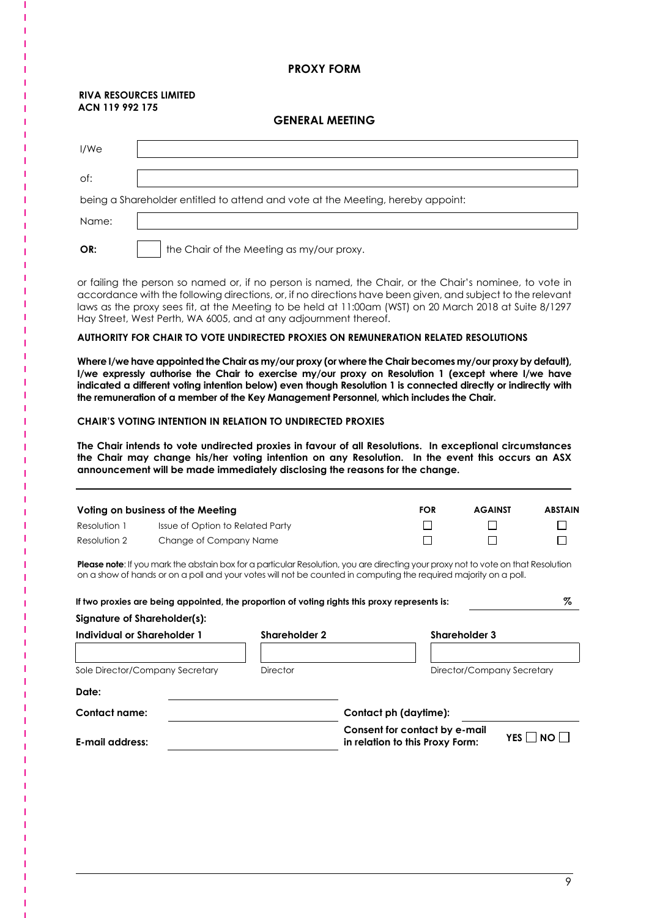# PROXY FORM

**RIVA RESOURCES LIMITED**
**ACN 119 992 175**

## GENERAL MEETING

| | |
|---|---|
| I/We | |
| of: | |

being a Shareholder entitled to attend and vote at the Meeting, hereby appoint:

| | |
|---|---|
| Name: | |

**OR:** ☐ the Chair of the Meeting as my/our proxy.

or failing the person so named or, if no person is named, the Chair, or the Chair's nominee, to vote in accordance with the following directions, or, if no directions have been given, and subject to the relevant laws as the proxy sees fit, at the Meeting to be held at 11:00am (WST) on 20 March 2018 at Suite 8/1297 Hay Street, West Perth, WA 6005, and at any adjournment thereof.

**AUTHORITY FOR CHAIR TO VOTE UNDIRECTED PROXIES ON REMUNERATION RELATED RESOLUTIONS**

**Where I/we have appointed the Chair as my/our proxy (or where the Chair becomes my/our proxy by default), I/we expressly authorise the Chair to exercise my/our proxy on Resolution 1 (except where I/we have indicated a different voting intention below) even though Resolution 1 is connected directly or indirectly with the remuneration of a member of the Key Management Personnel, which includes the Chair.**

**CHAIR'S VOTING INTENTION IN RELATION TO UNDIRECTED PROXIES**

**The Chair intends to vote undirected proxies in favour of all Resolutions. In exceptional circumstances the Chair may change his/her voting intention on any Resolution. In the event this occurs an ASX announcement will be made immediately disclosing the reasons for the change.**

| **Voting on business of the Meeting** | | **FOR** | **AGAINST** | **ABSTAIN** |
|---|---|---|---|---|
| Resolution 1 | Issue of Option to Related Party | ☐ | ☐ | ☐ |
| Resolution 2 | Change of Company Name | ☐ | ☐ | ☐ |

**Please note**: If you mark the abstain box for a particular Resolution, you are directing your proxy not to vote on that Resolution on a show of hands or on a poll and your votes will not be counted in computing the required majority on a poll.

**If two proxies are being appointed, the proportion of voting rights this proxy represents is:** ______ %

**Signature of Shareholder(s):**

| **Individual or Shareholder 1** | **Shareholder 2** | **Shareholder 3** |
|---|---|---|
| | | |
| Sole Director/Company Secretary | Director | Director/Company Secretary |

**Date:** ____________________

**Contact name:** ____________________ **Contact ph (daytime):** ____________________

**E-mail address:** ____________________ **Consent for contact by e-mail in relation to this Proxy Form:** YES ☐ NO ☐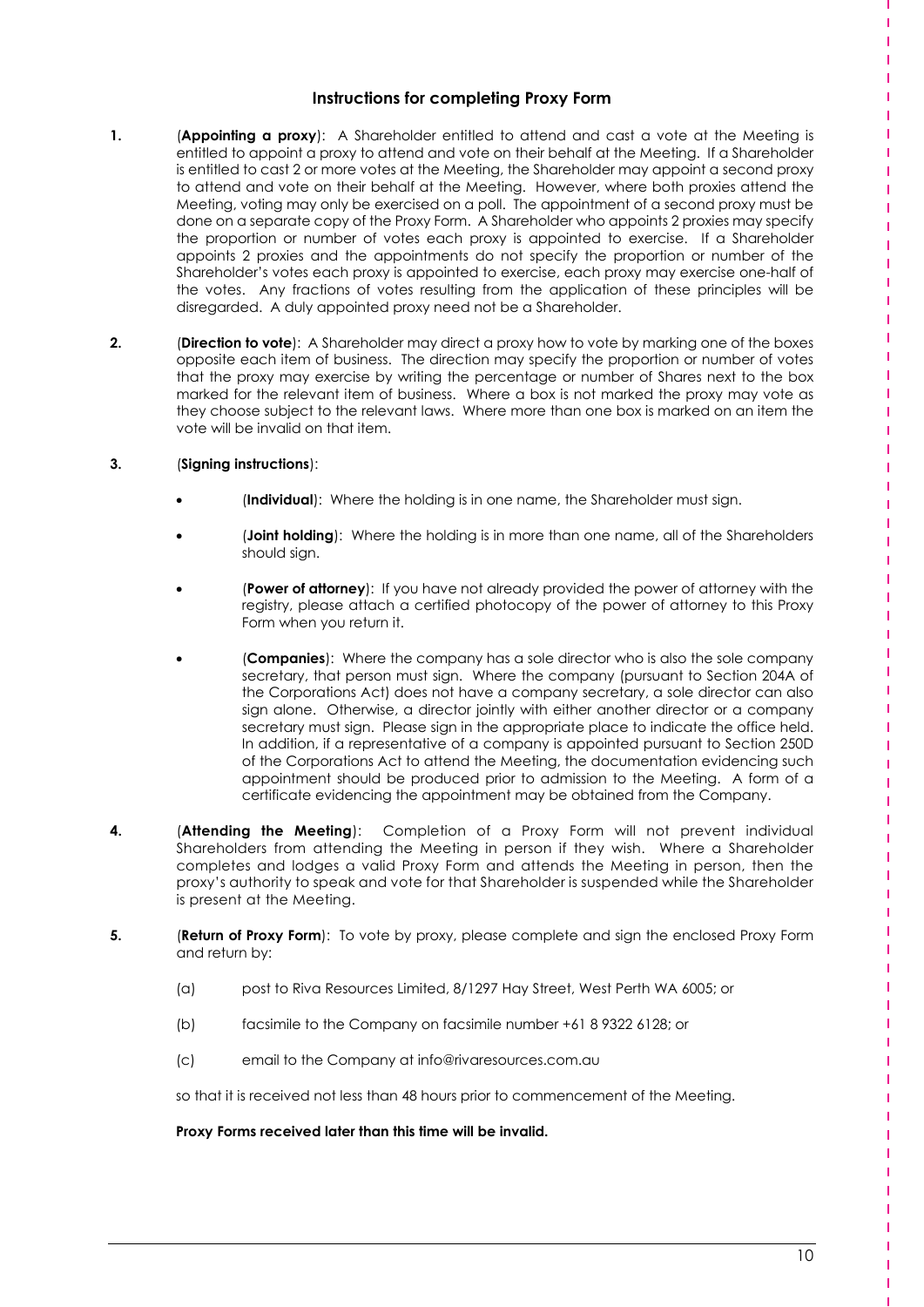## Instructions for completing Proxy Form

1. (**Appointing a proxy**): A Shareholder entitled to attend and cast a vote at the Meeting is entitled to appoint a proxy to attend and vote on their behalf at the Meeting. If a Shareholder is entitled to cast 2 or more votes at the Meeting, the Shareholder may appoint a second proxy to attend and vote on their behalf at the Meeting. However, where both proxies attend the Meeting, voting may only be exercised on a poll. The appointment of a second proxy must be done on a separate copy of the Proxy Form. A Shareholder who appoints 2 proxies may specify the proportion or number of votes each proxy is appointed to exercise. If a Shareholder appoints 2 proxies and the appointments do not specify the proportion or number of the Shareholder's votes each proxy is appointed to exercise, each proxy may exercise one-half of the votes. Any fractions of votes resulting from the application of these principles will be disregarded. A duly appointed proxy need not be a Shareholder.

2. (**Direction to vote**): A Shareholder may direct a proxy how to vote by marking one of the boxes opposite each item of business. The direction may specify the proportion or number of votes that the proxy may exercise by writing the percentage or number of Shares next to the box marked for the relevant item of business. Where a box is not marked the proxy may vote as they choose subject to the relevant laws. Where more than one box is marked on an item the vote will be invalid on that item.

3. (**Signing instructions**):

   - (**Individual**): Where the holding is in one name, the Shareholder must sign.
   - (**Joint holding**): Where the holding is in more than one name, all of the Shareholders should sign.
   - (**Power of attorney**): If you have not already provided the power of attorney with the registry, please attach a certified photocopy of the power of attorney to this Proxy Form when you return it.
   - (**Companies**): Where the company has a sole director who is also the sole company secretary, that person must sign. Where the company (pursuant to Section 204A of the Corporations Act) does not have a company secretary, a sole director can also sign alone. Otherwise, a director jointly with either another director or a company secretary must sign. Please sign in the appropriate place to indicate the office held. In addition, if a representative of a company is appointed pursuant to Section 250D of the Corporations Act to attend the Meeting, the documentation evidencing such appointment should be produced prior to admission to the Meeting. A form of a certificate evidencing the appointment may be obtained from the Company.

4. (**Attending the Meeting**): Completion of a Proxy Form will not prevent individual Shareholders from attending the Meeting in person if they wish. Where a Shareholder completes and lodges a valid Proxy Form and attends the Meeting in person, then the proxy's authority to speak and vote for that Shareholder is suspended while the Shareholder is present at the Meeting.

5. (**Return of Proxy Form**): To vote by proxy, please complete and sign the enclosed Proxy Form and return by:

   (a) post to Riva Resources Limited, 8/1297 Hay Street, West Perth WA 6005; or

   (b) facsimile to the Company on facsimile number +61 8 9322 6128; or

   (c) email to the Company at info@rivaresources.com.au

   so that it is received not less than 48 hours prior to commencement of the Meeting.

   **Proxy Forms received later than this time will be invalid.**